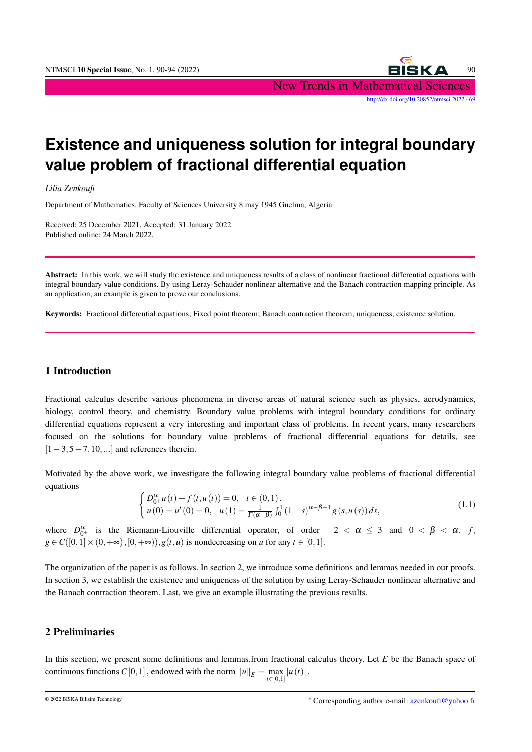// Note: Running headers/footers omitted per instructions.

# Existence and uniqueness solution for integral boundary value problem of fractional differential equation

*Lilia Zenkoufi*

Department of Mathematics. Faculty of Sciences University 8 may 1945 Guelma, Algeria

Received: 25 December 2021, Accepted: 31 January 2022
Published online: 24 March 2022.

**Abstract:** In this work, we will study the existence and uniqueness results of a class of nonlinear fractional differential equations with integral boundary value conditions. By using Leray-Schauder nonlinear alternative and the Banach contraction mapping principle. As an application, an example is given to prove our conclusions.

**Keywords:** Fractional differential equations; Fixed point theorem; Banach contraction theorem; uniqueness, existence solution.

## 1 Introduction

Fractional calculus describe various phenomena in diverse areas of natural science such as physics, aerodynamics, biology, control theory, and chemistry. Boundary value problems with integral boundary conditions for ordinary differential equations represent a very interesting and important class of problems. In recent years, many researchers focused on the solutions for boundary value problems of fractional differential equations for details, see $[1-3,5-7,10,...]$ and references therein.

Motivated by the above work, we investigate the following integral boundary value problems of fractional differential equations

$$\begin{cases} D_{0^+}^{\alpha}u(t)+f(t,u(t))=0, \quad t\in(0,1). \\ u(0)=u'(0)=0, \quad u(1)=\frac{1}{\Gamma(\alpha-\beta)}\int_0^1(1-s)^{\alpha-\beta-1}g(s,u(s))\,ds, \end{cases} \tag{1.1}$$

where $D_{0^+}^{\alpha}$ is the Riemann-Liouville differential operator, of order $2<\alpha\leq 3$ and $0<\beta<\alpha$. $f$, $g\in C([0,1]\times(0,+\infty),[0,+\infty))$, $g(t,u)$ is nondecreasing on $u$ for any $t\in[0,1]$.

The organization of the paper is as follows. In section 2, we introduce some definitions and lemmas needed in our proofs. In section 3, we establish the existence and uniqueness of the solution by using Leray-Schauder nonlinear alternative and the Banach contraction theorem. Last, we give an example illustrating the previous results.

## 2 Preliminaries

In this section, we present some definitions and lemmas.from fractional calculus theory. Let $E$ be the Banach space of continuous functions $C[0,1]$, endowed with the norm $\|u\|_E=\max_{t\in[0,1]}|u(t)|$.

* Corresponding author e-mail: azenkoufi@yahoo.fr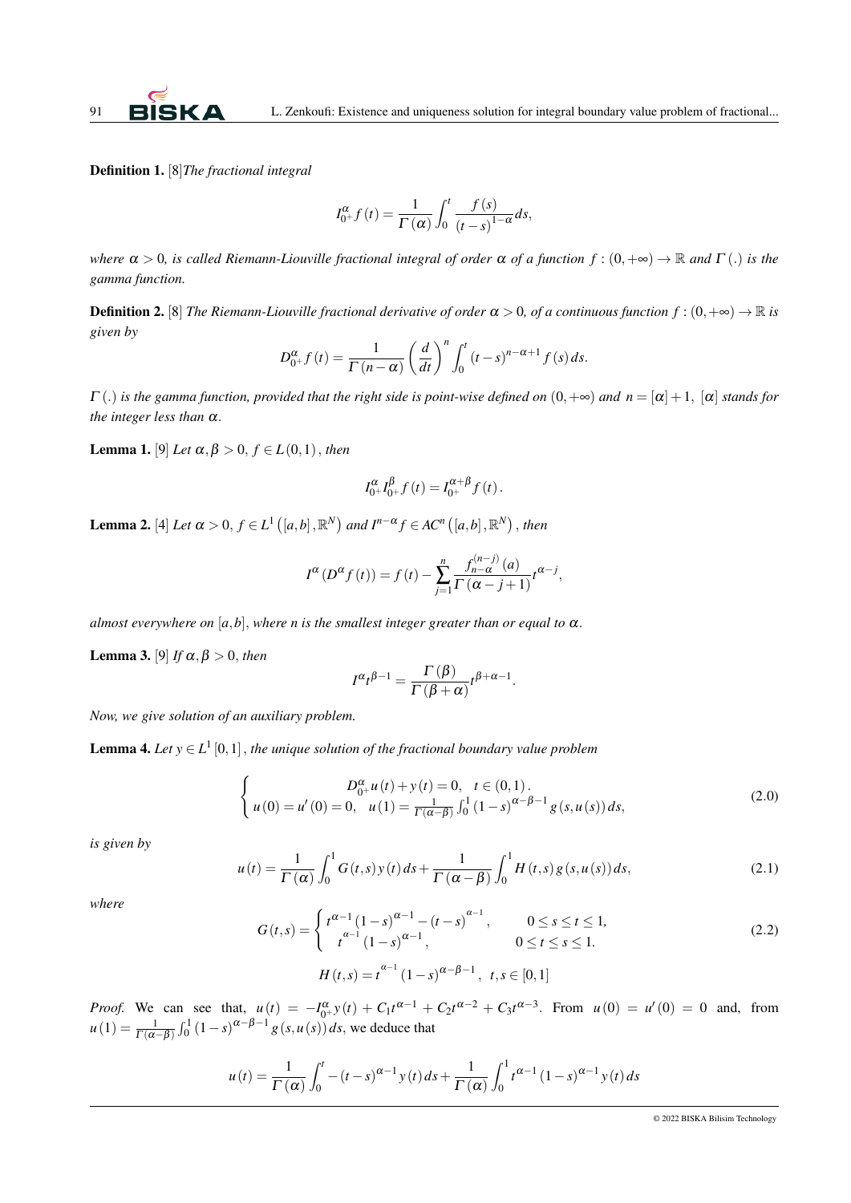**Definition 1.** [8]*The fractional integral*

$$I_{0^+}^{\alpha} f(t) = \frac{1}{\Gamma(\alpha)} \int_0^t \frac{f(s)}{(t-s)^{1-\alpha}} ds,$$

*where $\alpha > 0$, is called Riemann-Liouville fractional integral of order $\alpha$ of a function $f : (0, +\infty) \to \mathbb{R}$ and $\Gamma(.)$ is the gamma function.*

**Definition 2.** [8] *The Riemann-Liouville fractional derivative of order $\alpha > 0$, of a continuous function $f : (0, +\infty) \to \mathbb{R}$ is given by*

$$D_{0^+}^{\alpha} f(t) = \frac{1}{\Gamma(n-\alpha)} \left(\frac{d}{dt}\right)^n \int_0^t (t-s)^{n-\alpha+1} f(s) ds.$$

*$\Gamma(.)$ is the gamma function, provided that the right side is point-wise defined on $(0, +\infty)$ and $n = [\alpha] + 1$, $[\alpha]$ stands for the integer less than $\alpha$.*

**Lemma 1.** [9] *Let $\alpha, \beta > 0$, $f \in L(0,1)$, then*

$$I_{0^+}^{\alpha} I_{0^+}^{\beta} f(t) = I_{0^+}^{\alpha+\beta} f(t).$$

**Lemma 2.** [4] *Let $\alpha > 0$, $f \in L^1([a,b], \mathbb{R}^N)$ and $I^{n-\alpha} f \in AC^n([a,b], \mathbb{R}^N)$, then*

$$I^{\alpha}(D^{\alpha} f(t)) = f(t) - \sum_{j=1}^{n} \frac{f_{n-\alpha}^{(n-j)}(a)}{\Gamma(\alpha - j + 1)} t^{\alpha - j},$$

*almost everywhere on $[a,b]$, where n is the smallest integer greater than or equal to $\alpha$.*

**Lemma 3.** [9] *If $\alpha, \beta > 0$, then*

$$I^{\alpha} t^{\beta - 1} = \frac{\Gamma(\beta)}{\Gamma(\beta + \alpha)} t^{\beta + \alpha - 1}.$$

*Now, we give solution of an auxiliary problem.*

**Lemma 4.** *Let $y \in L^1[0,1]$, the unique solution of the fractional boundary value problem*

$$\begin{cases} D_{0^+}^{\alpha} u(t) + y(t) = 0, \quad t \in (0,1). \\ u(0) = u'(0) = 0, \quad u(1) = \frac{1}{\Gamma(\alpha-\beta)} \int_0^1 (1-s)^{\alpha-\beta-1} g(s, u(s)) ds, \end{cases} \tag{2.0}$$

*is given by*

$$u(t) = \frac{1}{\Gamma(\alpha)} \int_0^1 G(t,s) y(t) ds + \frac{1}{\Gamma(\alpha-\beta)} \int_0^1 H(t,s) g(s, u(s)) ds, \tag{2.1}$$

*where*

$$G(t,s) = \begin{cases} t^{\alpha-1}(1-s)^{\alpha-1} - (t-s)^{\alpha-1}, & 0 \le s \le t \le 1, \\ t^{\alpha-1}(1-s)^{\alpha-1}, & 0 \le t \le s \le 1. \end{cases} \tag{2.2}$$

$$H(t,s) = t^{\alpha-1}(1-s)^{\alpha-\beta-1}, \ \ t, s \in [0,1]$$

*Proof.* We can see that, $u(t) = -I_{0^+}^{\alpha} y(t) + C_1 t^{\alpha-1} + C_2 t^{\alpha-2} + C_3 t^{\alpha-3}$. From $u(0) = u'(0) = 0$ and, from $u(1) = \frac{1}{\Gamma(\alpha-\beta)} \int_0^1 (1-s)^{\alpha-\beta-1} g(s, u(s)) ds$, we deduce that

$$u(t) = \frac{1}{\Gamma(\alpha)} \int_0^t -(t-s)^{\alpha-1} y(t) ds + \frac{1}{\Gamma(\alpha)} \int_0^1 t^{\alpha-1}(1-s)^{\alpha-1} y(t) ds$$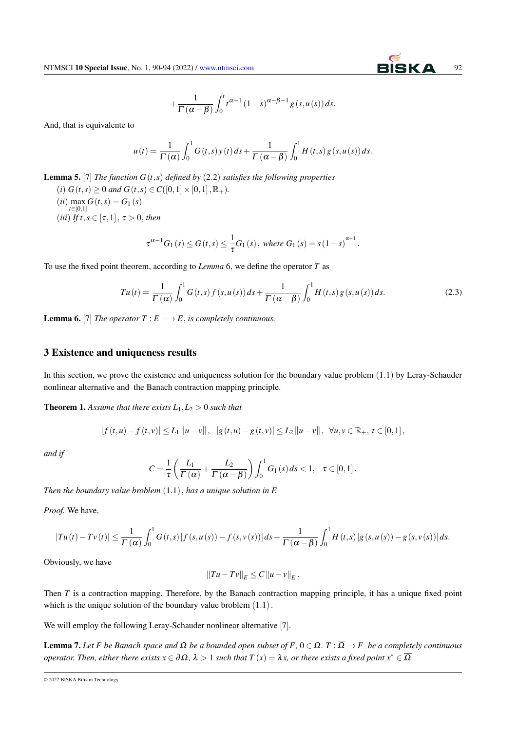$$+\frac{1}{\Gamma(\alpha-\beta)}\int_0^t t^{\alpha-1}(1-s)^{\alpha-\beta-1}g(s,u(s))\,ds.$$

And, that is equivalente to

$$u(t)=\frac{1}{\Gamma(\alpha)}\int_0^1 G(t,s)\,y(t)\,ds+\frac{1}{\Gamma(\alpha-\beta)}\int_0^1 H(t,s)\,g(s,u(s))\,ds.$$

**Lemma 5.** [7] *The function $G(t,s)$ defined by (2.2) satisfies the following properties*

$(i)$ $G(t,s)\geq 0$ *and* $G(t,s)\in C([0,1]\times[0,1],\mathbb{R}_+)$.

$(ii)$ $\max\limits_{t\in[0,1]} G(t,s)=G_1(s)$

$(iii)$ *If* $t,s\in[\tau,1]$, $\tau>0$, *then*

$$\tau^{\alpha-1}G_1(s)\leq G(t,s)\leq\frac{1}{\tau}G_1(s),\ \textit{where}\ G_1(s)=s(1-s)^{\alpha-1}.$$

To use the fixed point theorem, according to *Lemma* 6, we define the operator $T$ as

$$Tu(t)=\frac{1}{\Gamma(\alpha)}\int_0^1 G(t,s)\,f(s,u(s))\,ds+\frac{1}{\Gamma(\alpha-\beta)}\int_0^1 H(t,s)\,g(s,u(s))\,ds. \tag{2.3}$$

**Lemma 6.** [7] *The operator $T:E\longrightarrow E$, is completely continuous.*

## 3 Existence and uniqueness results

In this section, we prove the existence and uniqueness solution for the boundary value problem (1.1) by Leray-Schauder nonlinear alternative and the Banach contraction mapping principle.

**Theorem 1.** *Assume that there exists $L_1,L_2>0$ such that*

$$|f(t,u)-f(t,v)|\leq L_1\|u-v\|,\quad |g(t,u)-g(t,v)|\leq L_2\|u-v\|,\ \ \forall u,v\in\mathbb{R}_+,\ t\in[0,1],$$

*and if*

$$C=\frac{1}{\tau}\left(\frac{L_1}{\Gamma(\alpha)}+\frac{L_2}{\Gamma(\alpha-\beta)}\right)\int_0^1 G_1(s)\,ds<1,\quad \tau\in[0,1].$$

*Then the boundary value broblem (1.1), has a unique solution in E*

*Proof.* We have,

$$|Tu(t)-Tv(t)|\leq\frac{1}{\Gamma(\alpha)}\int_0^1 G(t,s)\,|f(s,u(s))-f(s,v(s))|\,ds+\frac{1}{\Gamma(\alpha-\beta)}\int_0^1 H(t,s)\,|g(s,u(s))-g(s,v(s))|\,ds.$$

Obviously, we have

$$\|Tu-Tv\|_E\leq C\|u-v\|_E.$$

Then $T$ is a contraction mapping. Therefore, by the Banach contraction mapping principle, it has a unique fixed point which is the unique solution of the boundary value broblem (1.1).

We will employ the following Leray-Schauder nonlinear alternative [7].

**Lemma 7.** *Let $F$ be Banach space and $\Omega$ be a bounded open subset of $F$, $0\in\Omega$. $T:\overline{\Omega}\to F$ be a completely continuous operator. Then, either there exists $x\in\partial\Omega$, $\lambda>1$ such that $T(x)=\lambda x$, or there exists a fixed point $x^*\in\overline{\Omega}$*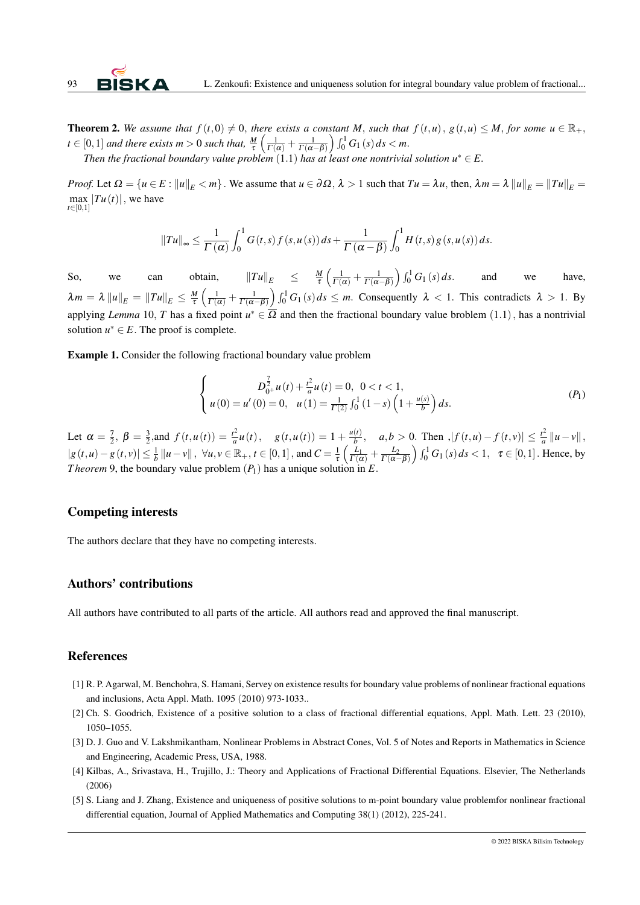**Theorem 2.** *We assume that $f(t,0) \neq 0$, there exists a constant $M$, such that $f(t,u)$, $g(t,u) \leq M$, for some $u \in \mathbb{R}_+$, $t \in [0,1]$ and there exists $m > 0$ such that, $\frac{M}{\tau}\left(\frac{1}{\Gamma(\alpha)} + \frac{1}{\Gamma(\alpha-\beta)}\right)\int_0^1 G_1(s)\,ds < m$.*

*Then the fractional boundary value problem $(1.1)$ has at least one nontrivial solution $u^* \in E$.*

*Proof.* Let $\Omega = \{u \in E : \|u\|_E < m\}$. We assume that $u \in \partial\Omega$, $\lambda > 1$ such that $Tu = \lambda u$, then, $\lambda m = \lambda \|u\|_E = \|Tu\|_E = \max_{t\in[0,1]} |Tu(t)|$, we have

$$\|Tu\|_\infty \leq \frac{1}{\Gamma(\alpha)}\int_0^1 G(t,s)\,f(s,u(s))\,ds + \frac{1}{\Gamma(\alpha-\beta)}\int_0^1 H(t,s)\,g(s,u(s))\,ds.$$

So, we can obtain, $\|Tu\|_E \leq \frac{M}{\tau}\left(\frac{1}{\Gamma(\alpha)} + \frac{1}{\Gamma(\alpha-\beta)}\right)\int_0^1 G_1(s)\,ds.$ and we have, $\lambda m = \lambda \|u\|_E = \|Tu\|_E \leq \frac{M}{\tau}\left(\frac{1}{\Gamma(\alpha)} + \frac{1}{\Gamma(\alpha-\beta)}\right)\int_0^1 G_1(s)\,ds \leq m$. Consequently $\lambda < 1$. This contradicts $\lambda > 1$. By applying *Lemma* 10, $T$ has a fixed point $u^* \in \overline{\Omega}$ and then the fractional boundary value broblem $(1.1)$, has a nontrivial solution $u^* \in E$. The proof is complete.

**Example 1.** Consider the following fractional boundary value problem

$$\begin{cases} D_{0^+}^{\frac{7}{2}} u(t) + \frac{t^2}{a} u(t) = 0, \ \ 0 < t < 1, \\ u(0) = u'(0) = 0, \quad u(1) = \frac{1}{\Gamma(2)}\int_0^1 (1-s)\left(1 + \frac{u(s)}{b}\right) ds. \end{cases} \tag{$P_1$}$$

Let $\alpha = \frac{7}{2}$, $\beta = \frac{3}{2}$,and $f(t,u(t)) = \frac{t^2}{a}u(t)$, $\quad g(t,u(t)) = 1 + \frac{u(t)}{b}$, $\quad a,b > 0$. Then ,$|f(t,u) - f(t,v)| \leq \frac{t^2}{a}\|u-v\|$, $|g(t,u) - g(t,v)| \leq \frac{1}{b}\|u-v\|$, $\forall u,v \in \mathbb{R}_+, t \in [0,1]$, and $C = \frac{1}{\tau}\left(\frac{L_1}{\Gamma(\alpha)} + \frac{L_2}{\Gamma(\alpha-\beta)}\right)\int_0^1 G_1(s)\,ds < 1$, $\ \tau \in [0,1]$. Hence, by *Theorem* 9, the boundary value problem $(P_1)$ has a unique solution in $E$.

## Competing interests

The authors declare that they have no competing interests.

## Authors' contributions

All authors have contributed to all parts of the article. All authors read and approved the final manuscript.

## References

[1] R. P. Agarwal, M. Benchohra, S. Hamani, Servey on existence results for boundary value problems of nonlinear fractional equations and inclusions, Acta Appl. Math. 1095 (2010) 973-1033..

[2] Ch. S. Goodrich, Existence of a positive solution to a class of fractional differential equations, Appl. Math. Lett. 23 (2010), 1050–1055.

[3] D. J. Guo and V. Lakshmikantham, Nonlinear Problems in Abstract Cones, Vol. 5 of Notes and Reports in Mathematics in Science and Engineering, Academic Press, USA, 1988.

[4] Kilbas, A., Srivastava, H., Trujillo, J.: Theory and Applications of Fractional Differential Equations. Elsevier, The Netherlands (2006)

[5] S. Liang and J. Zhang, Existence and uniqueness of positive solutions to m-point boundary value problemfor nonlinear fractional differential equation, Journal of Applied Mathematics and Computing 38(1) (2012), 225-241.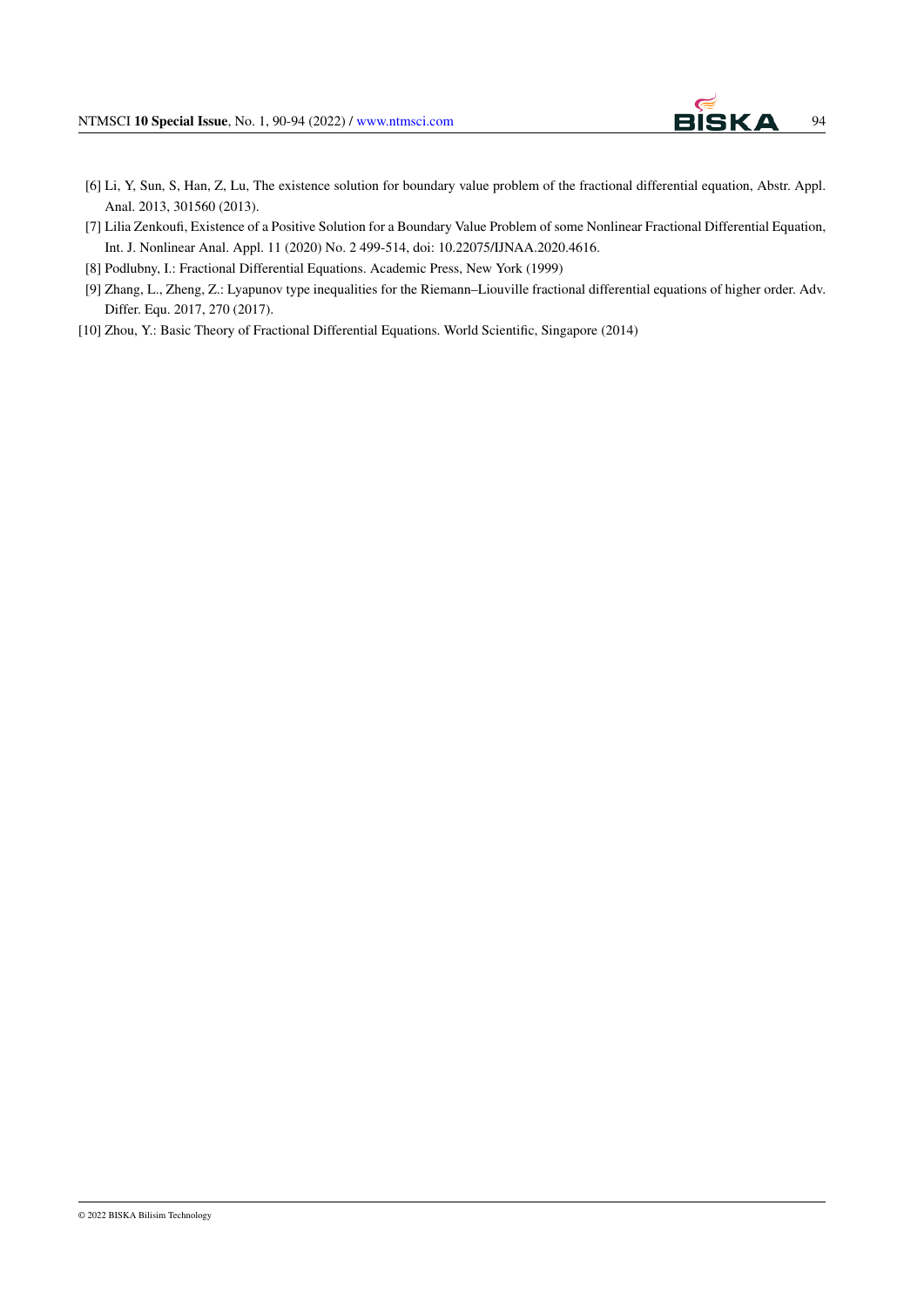[6] Li, Y, Sun, S, Han, Z, Lu, The existence solution for boundary value problem of the fractional differential equation, Abstr. Appl. Anal. 2013, 301560 (2013).

[7] Lilia Zenkoufi, Existence of a Positive Solution for a Boundary Value Problem of some Nonlinear Fractional Differential Equation, Int. J. Nonlinear Anal. Appl. 11 (2020) No. 2 499-514, doi: 10.22075/IJNAA.2020.4616.

[8] Podlubny, I.: Fractional Differential Equations. Academic Press, New York (1999)

[9] Zhang, L., Zheng, Z.: Lyapunov type inequalities for the Riemann–Liouville fractional differential equations of higher order. Adv. Differ. Equ. 2017, 270 (2017).

[10] Zhou, Y.: Basic Theory of Fractional Differential Equations. World Scientific, Singapore (2014)